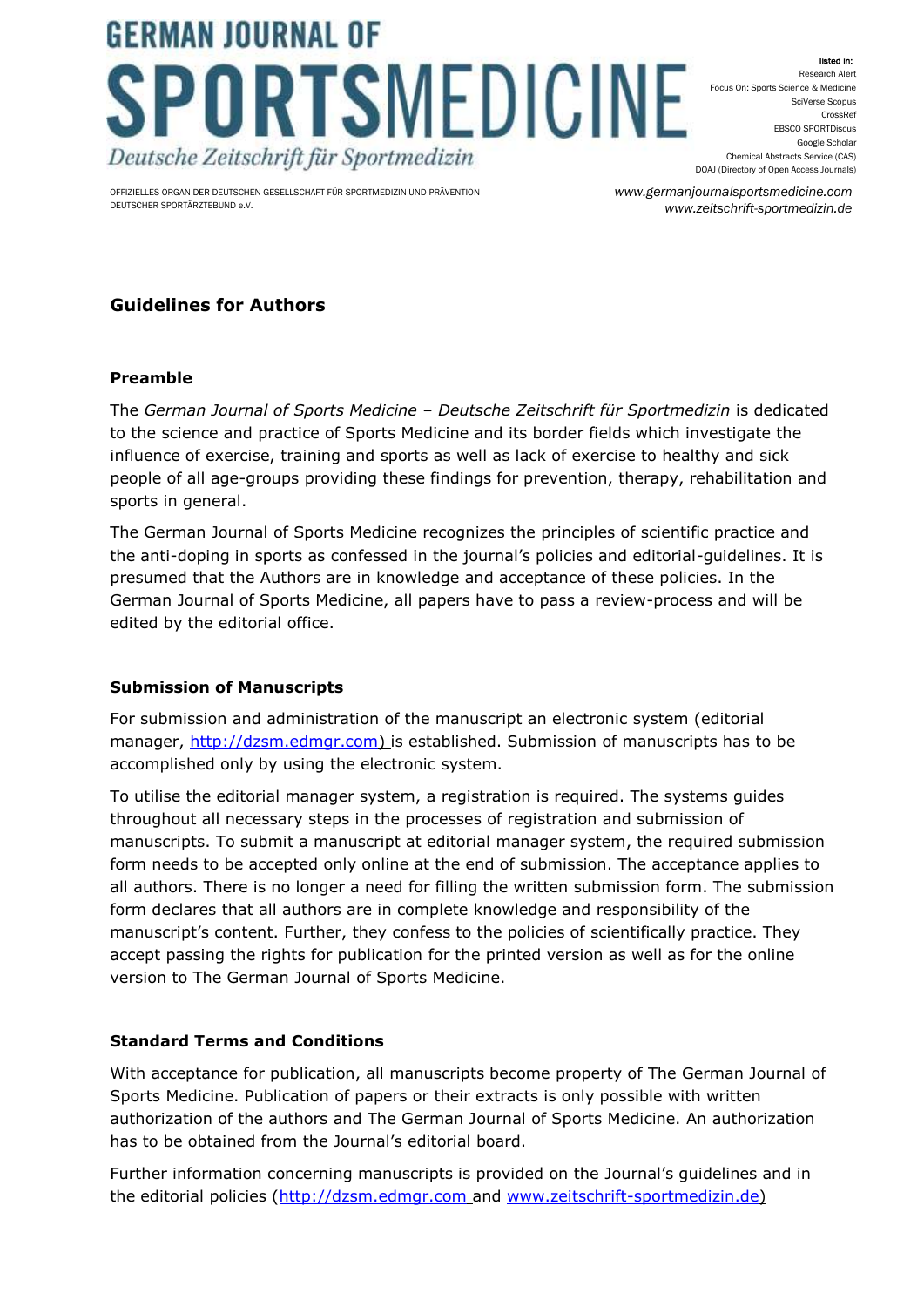# GERMAN JOURNAL OF SPORTSMEDICINE

*Deutsche Zeitschrift für Sportmedizin*

OFFIZIELLES ORGAN DER DEUTSCHEN GESELLSCHAFT FÜR SPORTMEDIZIN UND PRÄVENTION
DEUTSCHER SPORTÄRZTEBUND e.V.

listed in:
Research Alert
Focus On: Sports Science & Medicine
SciVerse Scopus
CrossRef
EBSCO SPORTDiscus
Google Scholar
Chemical Abstracts Service (CAS)
DOAJ (Directory of Open Access Journals)

*www.germanjournalsportsmedicine.com*
*www.zeitschrift-sportmedizin.de*

## Guidelines for Authors

### Preamble

The *German Journal of Sports Medicine – Deutsche Zeitschrift für Sportmedizin* is dedicated to the science and practice of Sports Medicine and its border fields which investigate the influence of exercise, training and sports as well as lack of exercise to healthy and sick people of all age-groups providing these findings for prevention, therapy, rehabilitation and sports in general.

The German Journal of Sports Medicine recognizes the principles of scientific practice and the anti-doping in sports as confessed in the journal's policies and editorial-guidelines. It is presumed that the Authors are in knowledge and acceptance of these policies. In the German Journal of Sports Medicine, all papers have to pass a review-process and will be edited by the editorial office.

### Submission of Manuscripts

For submission and administration of the manuscript an electronic system (editorial manager, http://dzsm.edmgr.com) is established. Submission of manuscripts has to be accomplished only by using the electronic system.

To utilise the editorial manager system, a registration is required. The systems guides throughout all necessary steps in the processes of registration and submission of manuscripts. To submit a manuscript at editorial manager system, the required submission form needs to be accepted only online at the end of submission. The acceptance applies to all authors. There is no longer a need for filling the written submission form. The submission form declares that all authors are in complete knowledge and responsibility of the manuscript's content. Further, they confess to the policies of scientifically practice. They accept passing the rights for publication for the printed version as well as for the online version to The German Journal of Sports Medicine.

### Standard Terms and Conditions

With acceptance for publication, all manuscripts become property of The German Journal of Sports Medicine. Publication of papers or their extracts is only possible with written authorization of the authors and The German Journal of Sports Medicine. An authorization has to be obtained from the Journal's editorial board.

Further information concerning manuscripts is provided on the Journal's guidelines and in the editorial policies (http://dzsm.edmgr.com and www.zeitschrift-sportmedizin.de)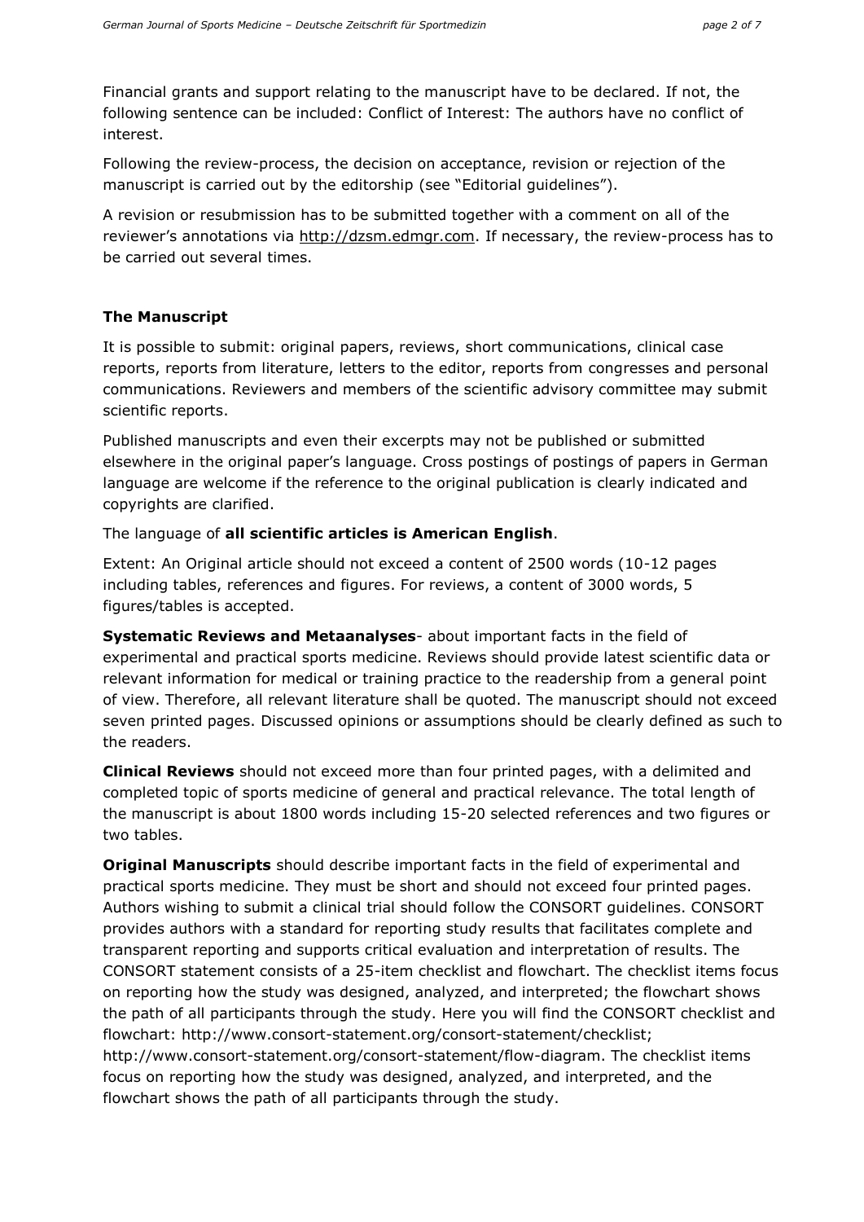Financial grants and support relating to the manuscript have to be declared. If not, the following sentence can be included: Conflict of Interest: The authors have no conflict of interest.

Following the review-process, the decision on acceptance, revision or rejection of the manuscript is carried out by the editorship (see "Editorial guidelines").

A revision or resubmission has to be submitted together with a comment on all of the reviewer's annotations via http://dzsm.edmgr.com. If necessary, the review-process has to be carried out several times.

**The Manuscript**

It is possible to submit: original papers, reviews, short communications, clinical case reports, reports from literature, letters to the editor, reports from congresses and personal communications. Reviewers and members of the scientific advisory committee may submit scientific reports.

Published manuscripts and even their excerpts may not be published or submitted elsewhere in the original paper's language. Cross postings of postings of papers in German language are welcome if the reference to the original publication is clearly indicated and copyrights are clarified.

The language of **all scientific articles is American English**.

Extent: An Original article should not exceed a content of 2500 words (10-12 pages including tables, references and figures. For reviews, a content of 3000 words, 5 figures/tables is accepted.

**Systematic Reviews and Metaanalyses**- about important facts in the field of experimental and practical sports medicine. Reviews should provide latest scientific data or relevant information for medical or training practice to the readership from a general point of view. Therefore, all relevant literature shall be quoted. The manuscript should not exceed seven printed pages. Discussed opinions or assumptions should be clearly defined as such to the readers.

**Clinical Reviews** should not exceed more than four printed pages, with a delimited and completed topic of sports medicine of general and practical relevance. The total length of the manuscript is about 1800 words including 15-20 selected references and two figures or two tables.

**Original Manuscripts** should describe important facts in the field of experimental and practical sports medicine. They must be short and should not exceed four printed pages. Authors wishing to submit a clinical trial should follow the CONSORT guidelines. CONSORT provides authors with a standard for reporting study results that facilitates complete and transparent reporting and supports critical evaluation and interpretation of results. The CONSORT statement consists of a 25-item checklist and flowchart. The checklist items focus on reporting how the study was designed, analyzed, and interpreted; the flowchart shows the path of all participants through the study. Here you will find the CONSORT checklist and flowchart: http://www.consort-statement.org/consort-statement/checklist; http://www.consort-statement.org/consort-statement/flow-diagram. The checklist items focus on reporting how the study was designed, analyzed, and interpreted, and the flowchart shows the path of all participants through the study.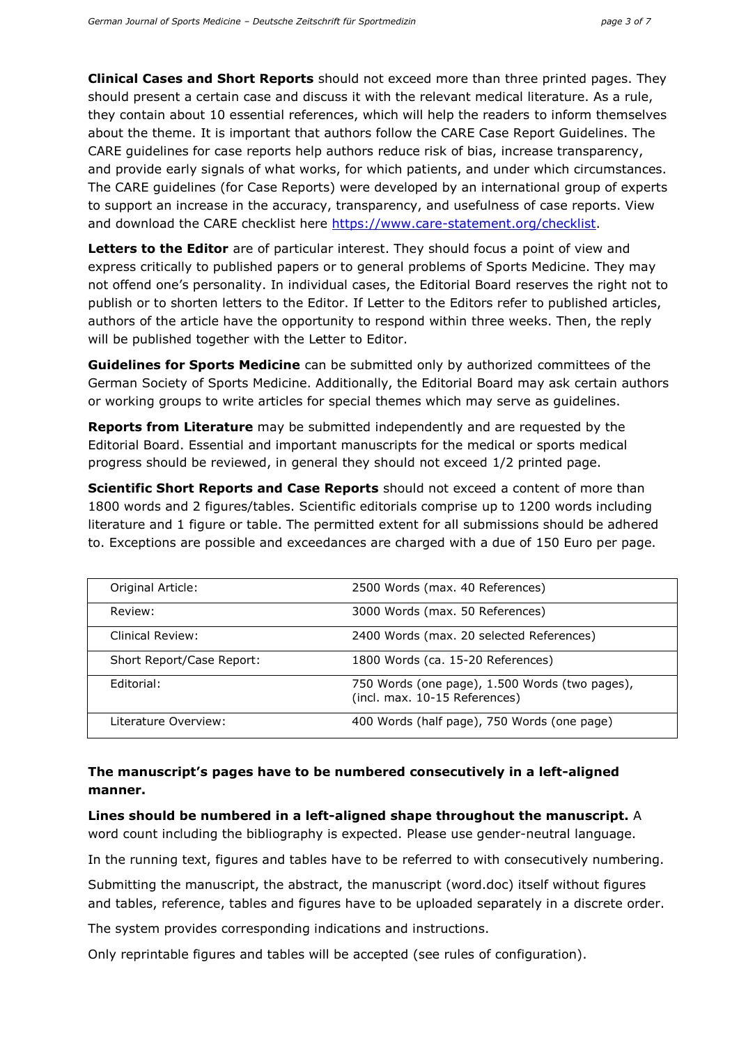**Clinical Cases and Short Reports** should not exceed more than three printed pages. They should present a certain case and discuss it with the relevant medical literature. As a rule, they contain about 10 essential references, which will help the readers to inform themselves about the theme. It is important that authors follow the CARE Case Report Guidelines. The CARE guidelines for case reports help authors reduce risk of bias, increase transparency, and provide early signals of what works, for which patients, and under which circumstances. The CARE guidelines (for Case Reports) were developed by an international group of experts to support an increase in the accuracy, transparency, and usefulness of case reports. View and download the CARE checklist here https://www.care-statement.org/checklist.

**Letters to the Editor** are of particular interest. They should focus a point of view and express critically to published papers or to general problems of Sports Medicine. They may not offend one's personality. In individual cases, the Editorial Board reserves the right not to publish or to shorten letters to the Editor. If Letter to the Editors refer to published articles, authors of the article have the opportunity to respond within three weeks. Then, the reply will be published together with the Letter to Editor.

**Guidelines for Sports Medicine** can be submitted only by authorized committees of the German Society of Sports Medicine. Additionally, the Editorial Board may ask certain authors or working groups to write articles for special themes which may serve as guidelines.

**Reports from Literature** may be submitted independently and are requested by the Editorial Board. Essential and important manuscripts for the medical or sports medical progress should be reviewed, in general they should not exceed 1/2 printed page.

**Scientific Short Reports and Case Reports** should not exceed a content of more than 1800 words and 2 figures/tables. Scientific editorials comprise up to 1200 words including literature and 1 figure or table. The permitted extent for all submissions should be adhered to. Exceptions are possible and exceedances are charged with a due of 150 Euro per page.

| | |
|---|---|
| Original Article: | 2500 Words (max. 40 References) |
| Review: | 3000 Words (max. 50 References) |
| Clinical Review: | 2400 Words (max. 20 selected References) |
| Short Report/Case Report: | 1800 Words (ca. 15-20 References) |
| Editorial: | 750 Words (one page), 1.500 Words (two pages), (incl. max. 10-15 References) |
| Literature Overview: | 400 Words (half page), 750 Words (one page) |

**The manuscript's pages have to be numbered consecutively in a left-aligned manner.**

**Lines should be numbered in a left-aligned shape throughout the manuscript.** A word count including the bibliography is expected. Please use gender-neutral language.

In the running text, figures and tables have to be referred to with consecutively numbering.

Submitting the manuscript, the abstract, the manuscript (word.doc) itself without figures and tables, reference, tables and figures have to be uploaded separately in a discrete order.

The system provides corresponding indications and instructions.

Only reprintable figures and tables will be accepted (see rules of configuration).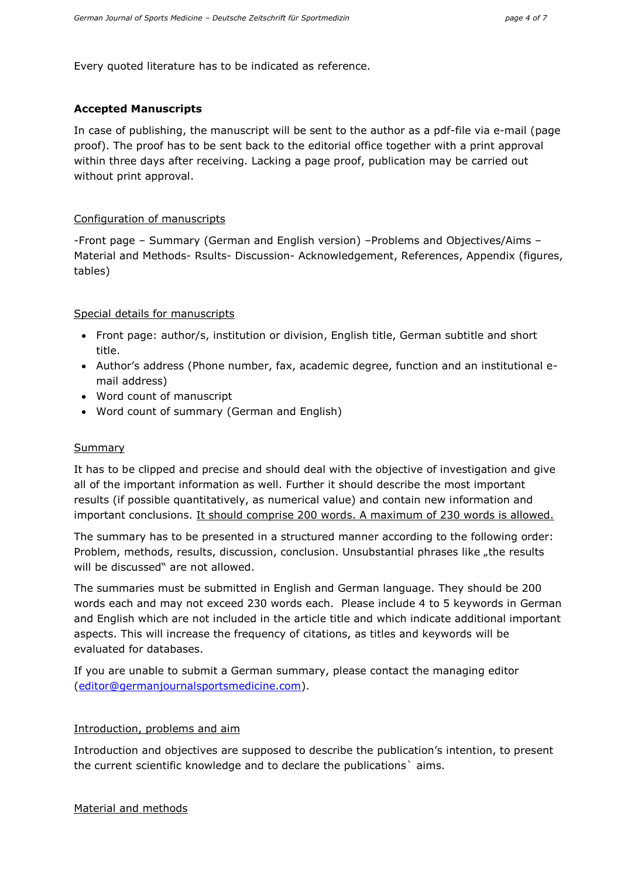Every quoted literature has to be indicated as reference.

**Accepted Manuscripts**

In case of publishing, the manuscript will be sent to the author as a pdf-file via e-mail (page proof). The proof has to be sent back to the editorial office together with a print approval within three days after receiving. Lacking a page proof, publication may be carried out without print approval.

<u>Configuration of manuscripts</u>

-Front page – Summary (German and English version) –Problems and Objectives/Aims – Material and Methods- Rsults- Discussion- Acknowledgement, References, Appendix (figures, tables)

<u>Special details for manuscripts</u>

- Front page: author/s, institution or division, English title, German subtitle and short title.
- Author's address (Phone number, fax, academic degree, function and an institutional e-mail address)
- Word count of manuscript
- Word count of summary (German and English)

<u>Summary</u>

It has to be clipped and precise and should deal with the objective of investigation and give all of the important information as well. Further it should describe the most important results (if possible quantitatively, as numerical value) and contain new information and important conclusions. <u>It should comprise 200 words. A maximum of 230 words is allowed.</u>

The summary has to be presented in a structured manner according to the following order: Problem, methods, results, discussion, conclusion. Unsubstantial phrases like „the results will be discussed" are not allowed.

The summaries must be submitted in English and German language. They should be 200 words each and may not exceed 230 words each. Please include 4 to 5 keywords in German and English which are not included in the article title and which indicate additional important aspects. This will increase the frequency of citations, as titles and keywords will be evaluated for databases.

If you are unable to submit a German summary, please contact the managing editor (editor@germanjournalsportsmedicine.com).

<u>Introduction, problems and aim</u>

Introduction and objectives are supposed to describe the publication's intention, to present the current scientific knowledge and to declare the publications` aims.

<u>Material and methods</u>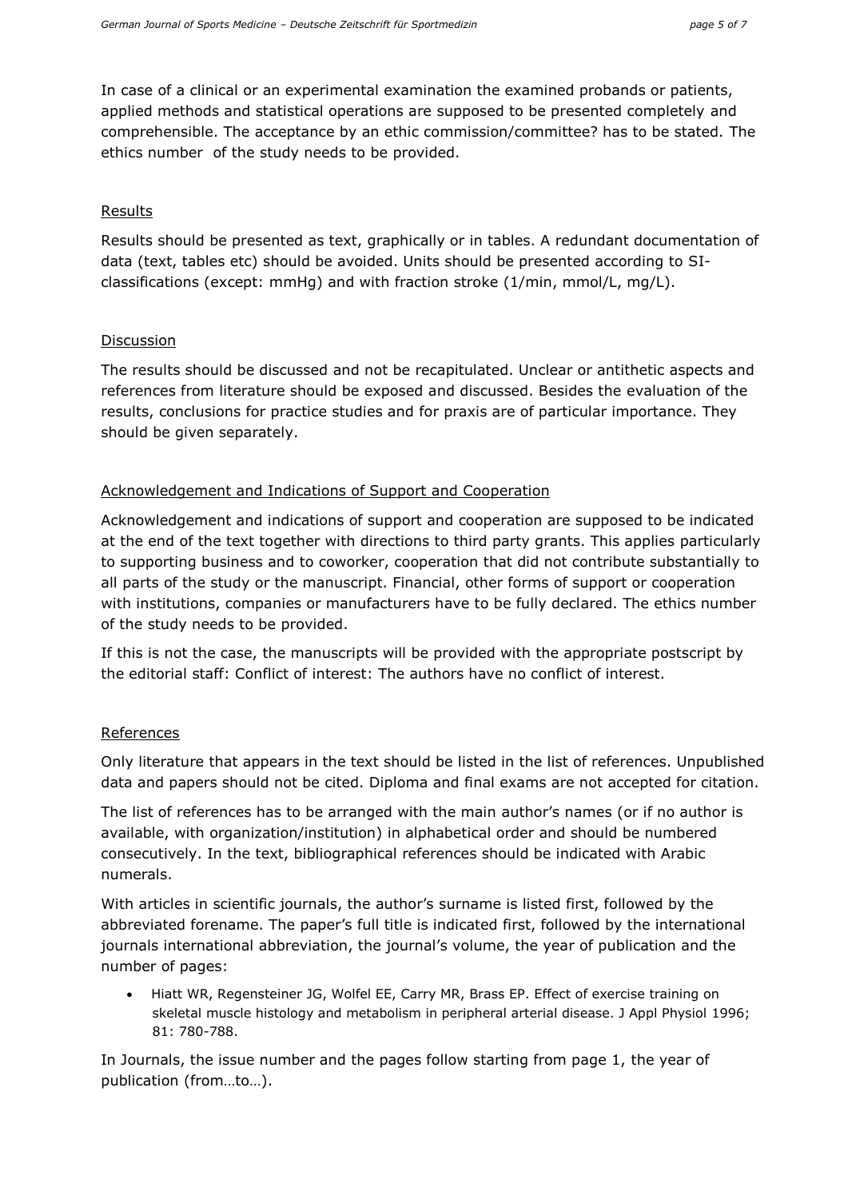In case of a clinical or an experimental examination the examined probands or patients, applied methods and statistical operations are supposed to be presented completely and comprehensible. The acceptance by an ethic commission/committee? has to be stated. The ethics number of the study needs to be provided.

## Results

Results should be presented as text, graphically or in tables. A redundant documentation of data (text, tables etc) should be avoided. Units should be presented according to SI-classifications (except: mmHg) and with fraction stroke (1/min, mmol/L, mg/L).

## Discussion

The results should be discussed and not be recapitulated. Unclear or antithetic aspects and references from literature should be exposed and discussed. Besides the evaluation of the results, conclusions for practice studies and for praxis are of particular importance. They should be given separately.

## Acknowledgement and Indications of Support and Cooperation

Acknowledgement and indications of support and cooperation are supposed to be indicated at the end of the text together with directions to third party grants. This applies particularly to supporting business and to coworker, cooperation that did not contribute substantially to all parts of the study or the manuscript. Financial, other forms of support or cooperation with institutions, companies or manufacturers have to be fully declared. The ethics number of the study needs to be provided.

If this is not the case, the manuscripts will be provided with the appropriate postscript by the editorial staff: Conflict of interest: The authors have no conflict of interest.

## References

Only literature that appears in the text should be listed in the list of references. Unpublished data and papers should not be cited. Diploma and final exams are not accepted for citation.

The list of references has to be arranged with the main author's names (or if no author is available, with organization/institution) in alphabetical order and should be numbered consecutively. In the text, bibliographical references should be indicated with Arabic numerals.

With articles in scientific journals, the author's surname is listed first, followed by the abbreviated forename. The paper's full title is indicated first, followed by the international journals international abbreviation, the journal's volume, the year of publication and the number of pages:

- Hiatt WR, Regensteiner JG, Wolfel EE, Carry MR, Brass EP. Effect of exercise training on skeletal muscle histology and metabolism in peripheral arterial disease. J Appl Physiol 1996; 81: 780-788.

In Journals, the issue number and the pages follow starting from page 1, the year of publication (from…to…).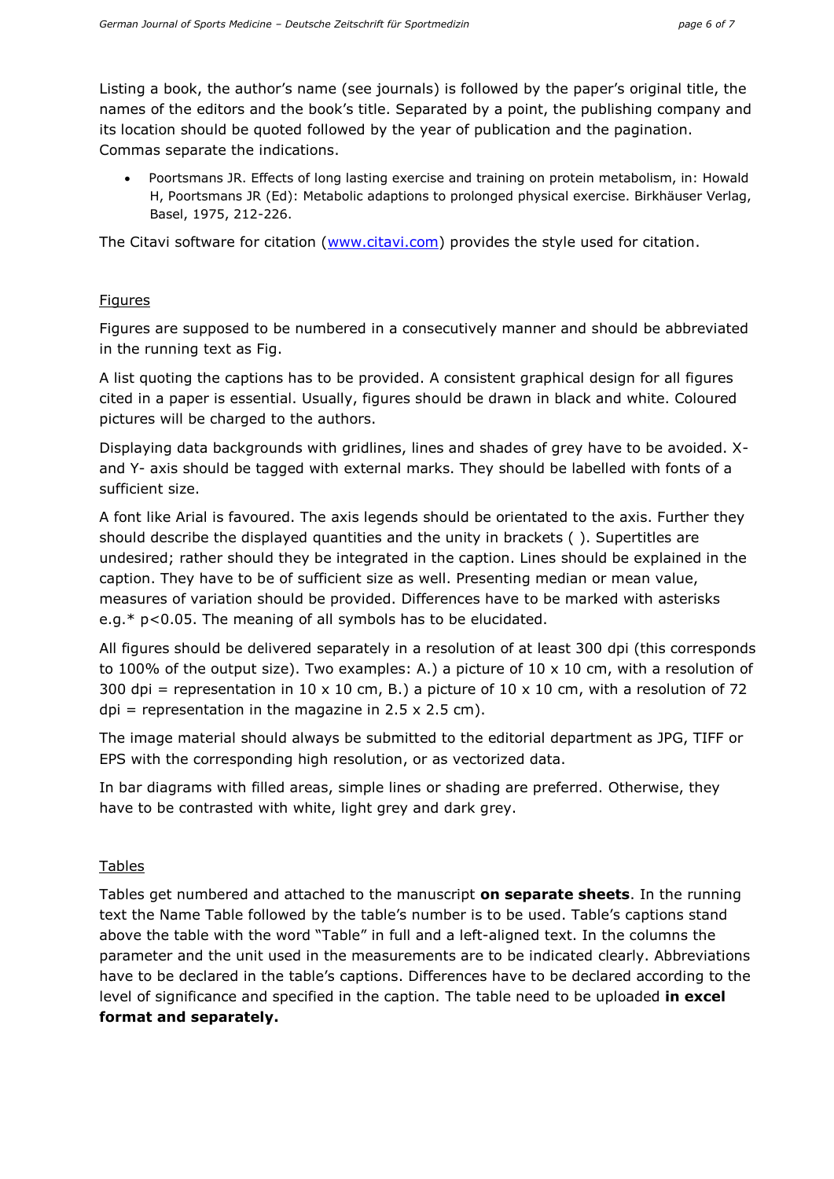Listing a book, the author's name (see journals) is followed by the paper's original title, the names of the editors and the book's title. Separated by a point, the publishing company and its location should be quoted followed by the year of publication and the pagination. Commas separate the indications.

- Poortsmans JR. Effects of long lasting exercise and training on protein metabolism, in: Howald H, Poortsmans JR (Ed): Metabolic adaptions to prolonged physical exercise. Birkhäuser Verlag, Basel, 1975, 212-226.

The Citavi software for citation ([www.citavi.com](http://www.citavi.com)) provides the style used for citation.

## Figures

Figures are supposed to be numbered in a consecutively manner and should be abbreviated in the running text as Fig.

A list quoting the captions has to be provided. A consistent graphical design for all figures cited in a paper is essential. Usually, figures should be drawn in black and white. Coloured pictures will be charged to the authors.

Displaying data backgrounds with gridlines, lines and shades of grey have to be avoided. X- and Y- axis should be tagged with external marks. They should be labelled with fonts of a sufficient size.

A font like Arial is favoured. The axis legends should be orientated to the axis. Further they should describe the displayed quantities and the unity in brackets ( ). Supertitles are undesired; rather should they be integrated in the caption. Lines should be explained in the caption. They have to be of sufficient size as well. Presenting median or mean value, measures of variation should be provided. Differences have to be marked with asterisks e.g.* $p<0.05$. The meaning of all symbols has to be elucidated.

All figures should be delivered separately in a resolution of at least 300 dpi (this corresponds to 100% of the output size). Two examples: A.) a picture of 10 x 10 cm, with a resolution of 300 dpi = representation in 10 x 10 cm, B.) a picture of 10 x 10 cm, with a resolution of 72 dpi = representation in the magazine in 2.5 x 2.5 cm).

The image material should always be submitted to the editorial department as JPG, TIFF or EPS with the corresponding high resolution, or as vectorized data.

In bar diagrams with filled areas, simple lines or shading are preferred. Otherwise, they have to be contrasted with white, light grey and dark grey.

## Tables

Tables get numbered and attached to the manuscript **on separate sheets**. In the running text the Name Table followed by the table's number is to be used. Table's captions stand above the table with the word "Table" in full and a left-aligned text. In the columns the parameter and the unit used in the measurements are to be indicated clearly. Abbreviations have to be declared in the table's captions. Differences have to be declared according to the level of significance and specified in the caption. The table need to be uploaded **in excel format and separately.**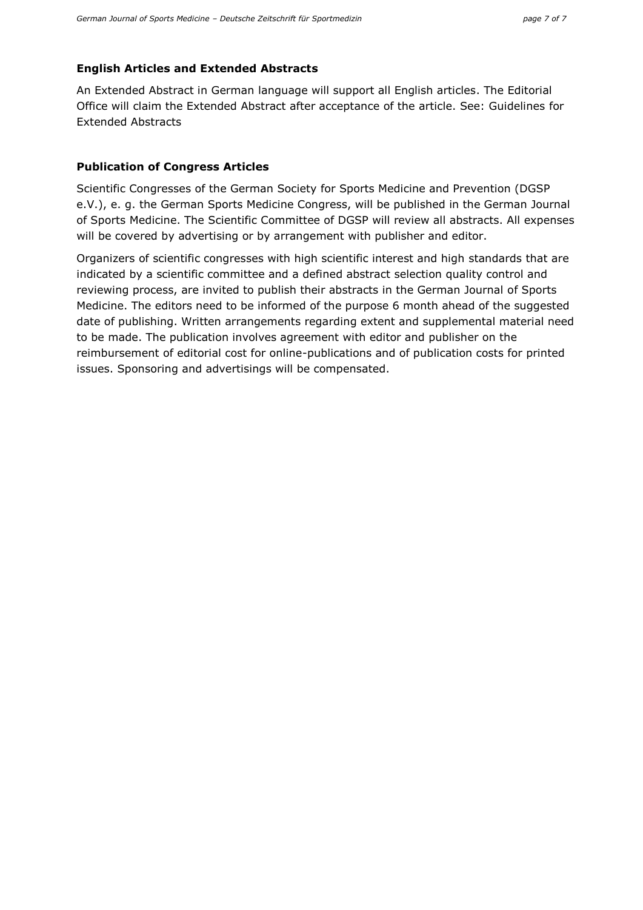**English Articles and Extended Abstracts**

An Extended Abstract in German language will support all English articles. The Editorial Office will claim the Extended Abstract after acceptance of the article. See: Guidelines for Extended Abstracts

**Publication of Congress Articles**

Scientific Congresses of the German Society for Sports Medicine and Prevention (DGSP e.V.), e. g. the German Sports Medicine Congress, will be published in the German Journal of Sports Medicine. The Scientific Committee of DGSP will review all abstracts. All expenses will be covered by advertising or by arrangement with publisher and editor.

Organizers of scientific congresses with high scientific interest and high standards that are indicated by a scientific committee and a defined abstract selection quality control and reviewing process, are invited to publish their abstracts in the German Journal of Sports Medicine. The editors need to be informed of the purpose 6 month ahead of the suggested date of publishing. Written arrangements regarding extent and supplemental material need to be made. The publication involves agreement with editor and publisher on the reimbursement of editorial cost for online-publications and of publication costs for printed issues. Sponsoring and advertisings will be compensated.